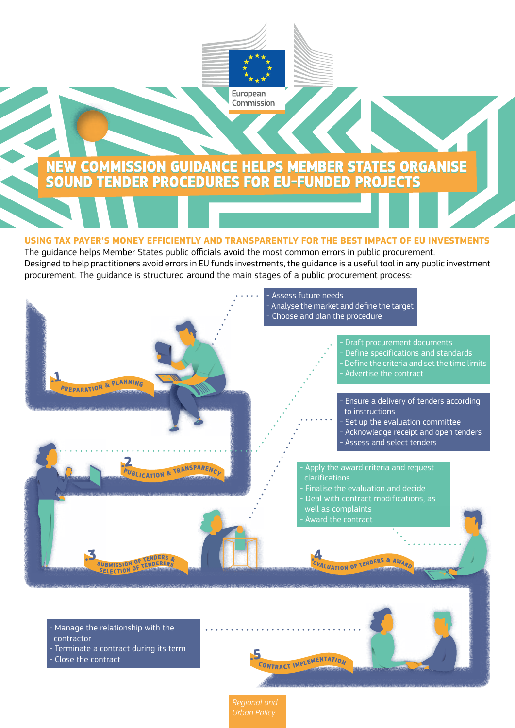European Commission

# NEW COMMISSION GUIDANCE HELPS MEMBER STATES ORGANISE SOUND TENDER PROCEDURES FOR EU-FUNDED PROJECTS

## USING TAX PAYER'S MONEY EFFICIENTLY AND TRANSPARENTLY FOR THE BEST IMPACT OF EU INVESTMENTS

The guidance helps Member States public officials avoid the most common errors in public procurement. Designed to help practitioners avoid errors in EU funds investments, the guidance is a useful tool in any public investment procurement. The guidance is structured around the main stages of a public procurement process:

### 1. PREPARATION & PLANNING

- Assess future needs
- Analyse the market and define the target
- Choose and plan the procedure

### 2. PUBLICATION & TRANSPARENCY

- Draft procurement documents
- Define specifications and standards
- Define the criteria and set the time limits
- Advertise the contract

### 3. SUBMISSION OF TENDERS & SELECTION OF TENDERERS

- Ensure a delivery of tenders according to instructions
- Set up the evaluation committee
- Acknowledge receipt and open tenders
- Assess and select tenders

### 4. EVALUATION OF TENDERS & AWARD

- Apply the award criteria and request clarifications
- Finalise the evaluation and decide
- Deal with contract modifications, as well as complaints
- Award the contract

### 5. CONTRACT IMPLEMENTATION

- Manage the relationship with the contractor
- Terminate a contract during its term
- Close the contract

*Regional and Urban Policy*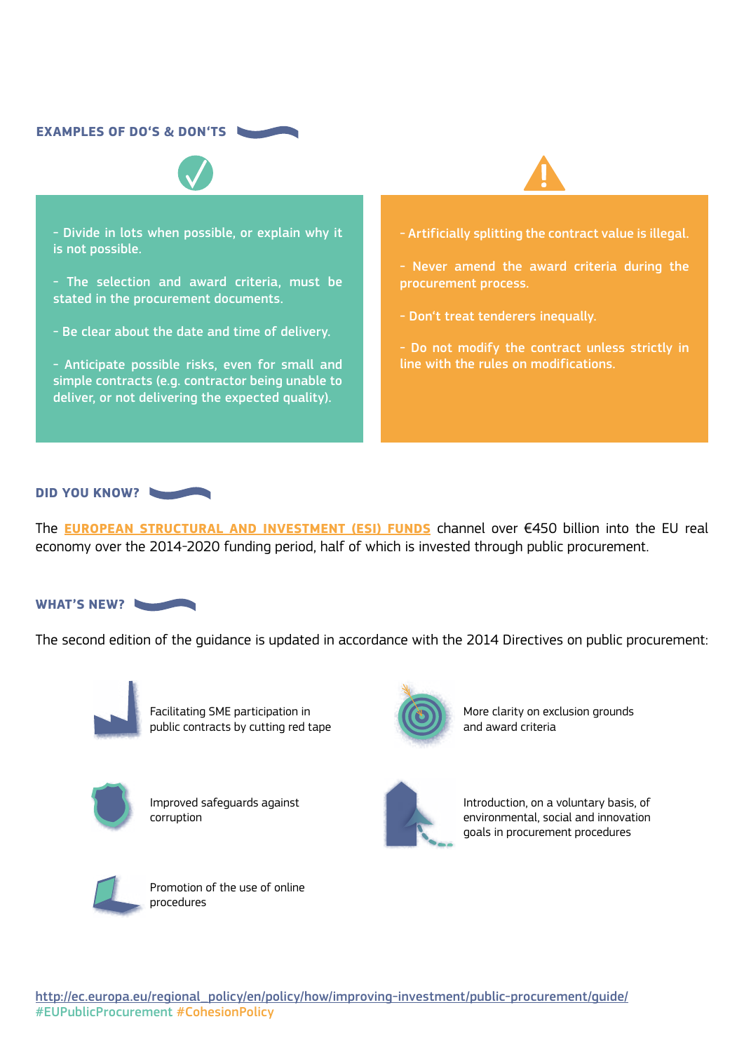## EXAMPLES OF DO'S & DON'TS

- Divide in lots when possible, or explain why it is not possible.

- The selection and award criteria, must be stated in the procurement documents.

- Be clear about the date and time of delivery.

- Anticipate possible risks, even for small and simple contracts (e.g. contractor being unable to deliver, or not delivering the expected quality).

- Artificially splitting the contract value is illegal.

- Never amend the award criteria during the procurement process.

- Don't treat tenderers inequally.

- Do not modify the contract unless strictly in line with the rules on modifications.

## DID YOU KNOW?

The **EUROPEAN STRUCTURAL AND INVESTMENT (ESI) FUNDS** channel over €450 billion into the EU real economy over the 2014-2020 funding period, half of which is invested through public procurement.

## WHAT'S NEW?

The second edition of the guidance is updated in accordance with the 2014 Directives on public procurement:

- Facilitating SME participation in public contracts by cutting red tape
- More clarity on exclusion grounds and award criteria
- Improved safeguards against corruption
- Introduction, on a voluntary basis, of environmental, social and innovation goals in procurement procedures
- Promotion of the use of online procedures

http://ec.europa.eu/regional_policy/en/policy/how/improving-investment/public-procurement/guide/
#EUPublicProcurement #CohesionPolicy